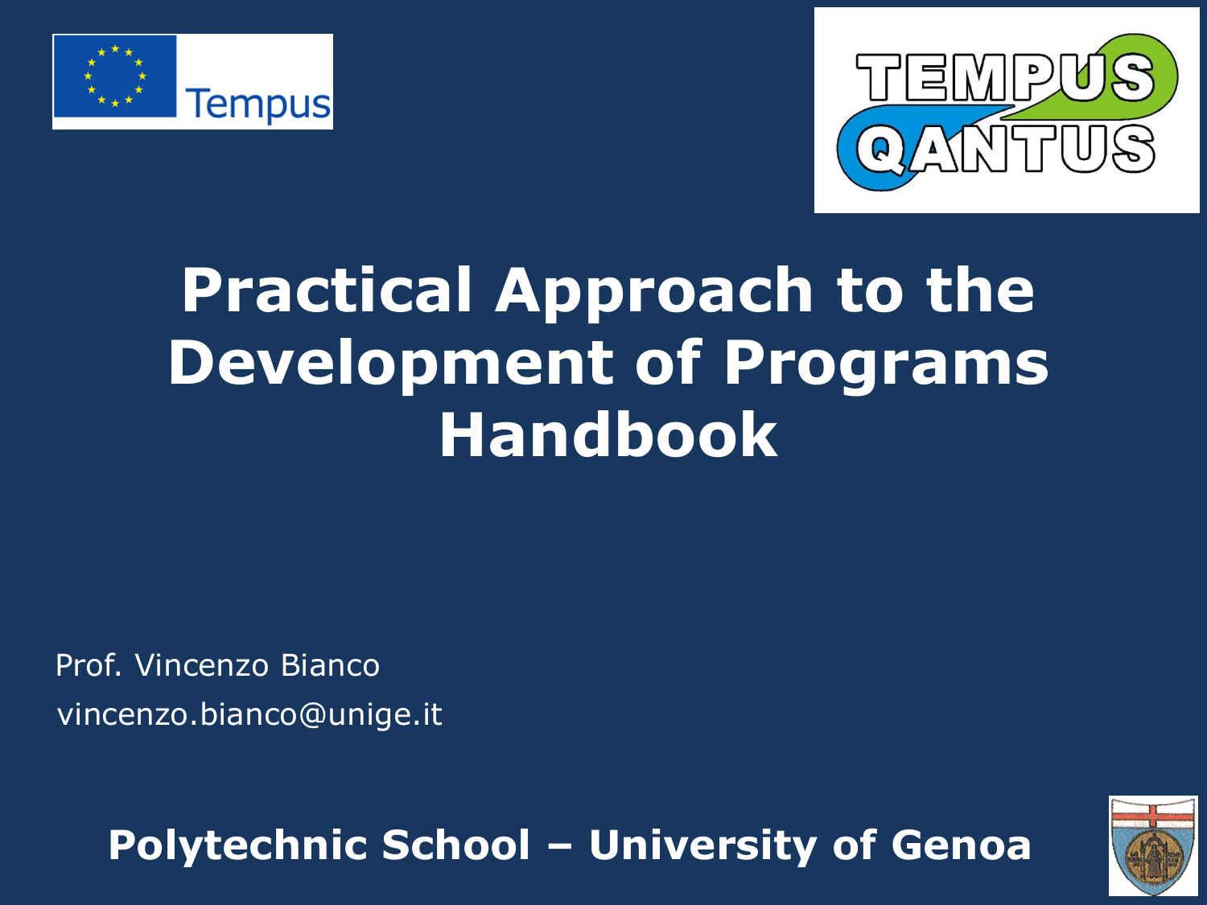# Practical Approach to the Development of Programs Handbook

Prof. Vincenzo Bianco

vincenzo.bianco@unige.it

**Polytechnic School – University of Genoa**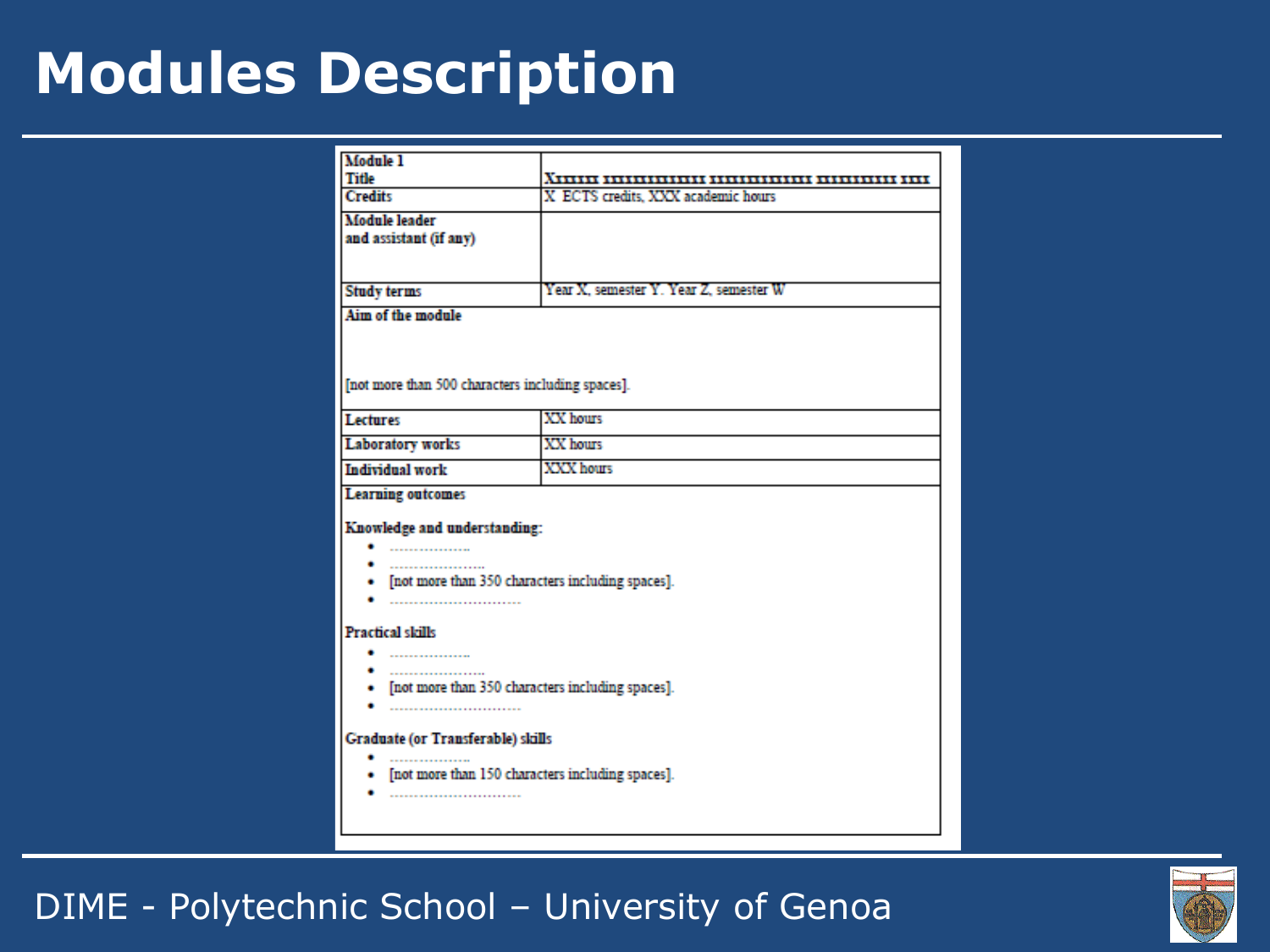# Modules Description

| Module 1 Title | Xxxxxxx xxxxxxxxxxxxxx xxxxxxxxxxxxxx xxxxxxxxxxxx xxxx |
|---|---|
| Credits | X ECTS credits, XXX academic hours |
| Module leader and assistant (if any) | |
| Study terms | Year X, semester Y. Year Z, semester W |
| **Aim of the module**<br><br>[not more than 500 characters including spaces]. | |
| Lectures | XX hours |
| Laboratory works | XX hours |
| Individual work | XXX hours |
| **Learning outcomes**<br><br>**Knowledge and understanding:**<br>• ..................<br>• .....................<br>• [not more than 350 characters including spaces].<br>• ............................<br><br>**Practical skills**<br>• ..................<br>• .....................<br>• [not more than 350 characters including spaces].<br>• ............................<br><br>**Graduate (or Transferable) skills**<br>• ..................<br>• [not more than 150 characters including spaces].<br>• ............................ | |

DIME - Polytechnic School – University of Genoa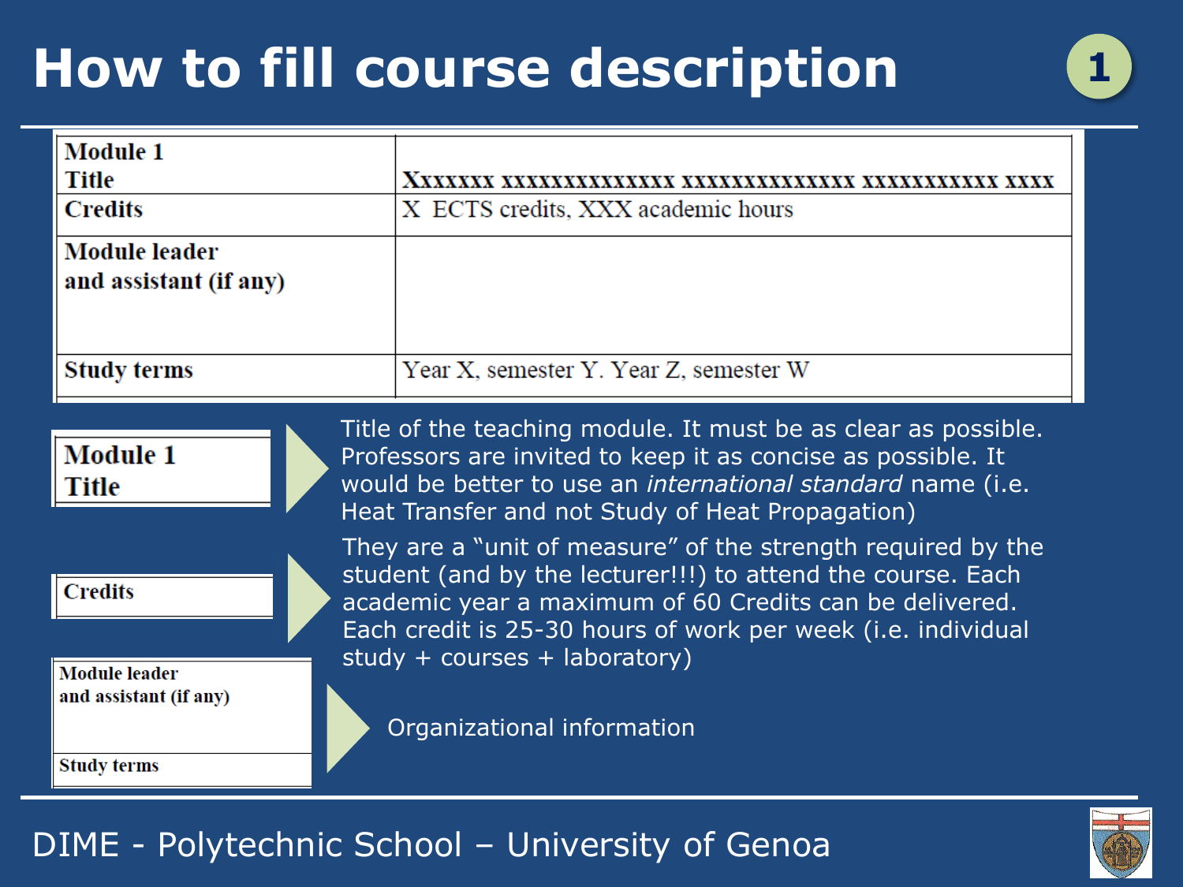# How to fill course description

| Module 1 Title | Xxxxxxx xxxxxxxxxxxxxx xxxxxxxxxxxxxx xxxxxxxxxxx xxxx |
|---|---|
| Credits | X ECTS credits, XXX academic hours |
| Module leader and assistant (if any) | |
| Study terms | Year X, semester Y. Year Z, semester W |

**Module 1 Title** → Title of the teaching module. It must be as clear as possible. Professors are invited to keep it as concise as possible. It would be better to use an *international standard* name (i.e. Heat Transfer and not Study of Heat Propagation)

**Credits** → They are a "unit of measure" of the strength required by the student (and by the lecturer!!!) to attend the course. Each academic year a maximum of 60 Credits can be delivered. Each credit is 25-30 hours of work per week (i.e. individual study + courses + laboratory)

**Module leader and assistant (if any)** / **Study terms** → Organizational information

DIME - Polytechnic School – University of Genoa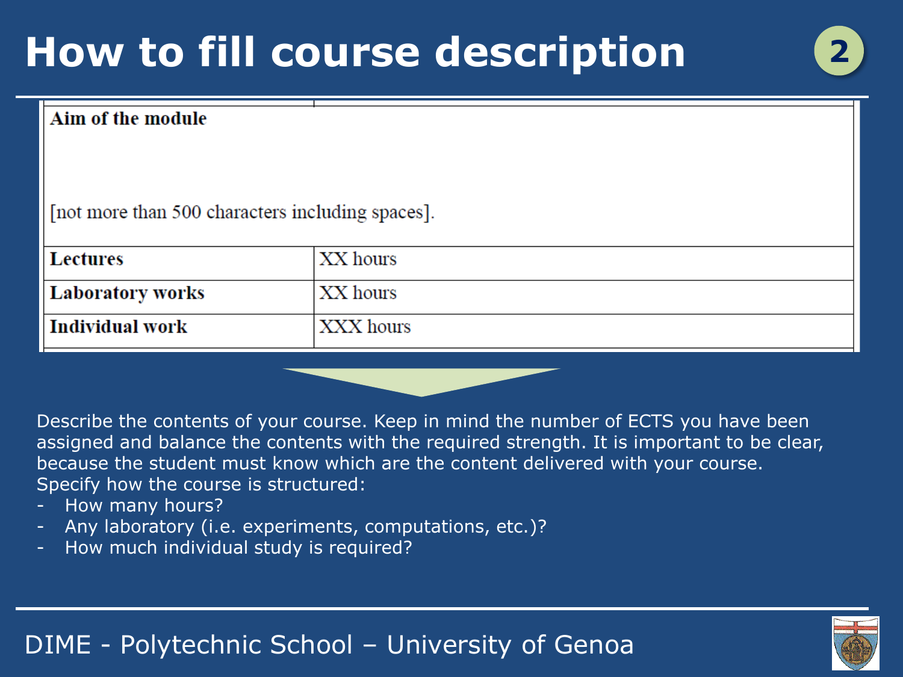# How to fill course description

**2**

| **Aim of the module** | |
|---|---|
| [not more than 500 characters including spaces]. | |
| **Lectures** | XX hours |
| **Laboratory works** | XX hours |
| **Individual work** | XXX hours |

Describe the contents of your course. Keep in mind the number of ECTS you have been assigned and balance the contents with the required strength. It is important to be clear, because the student must know which are the content delivered with your course.
Specify how the course is structured:

- How many hours?
- Any laboratory (i.e. experiments, computations, etc.)?
- How much individual study is required?

DIME - Polytechnic School – University of Genoa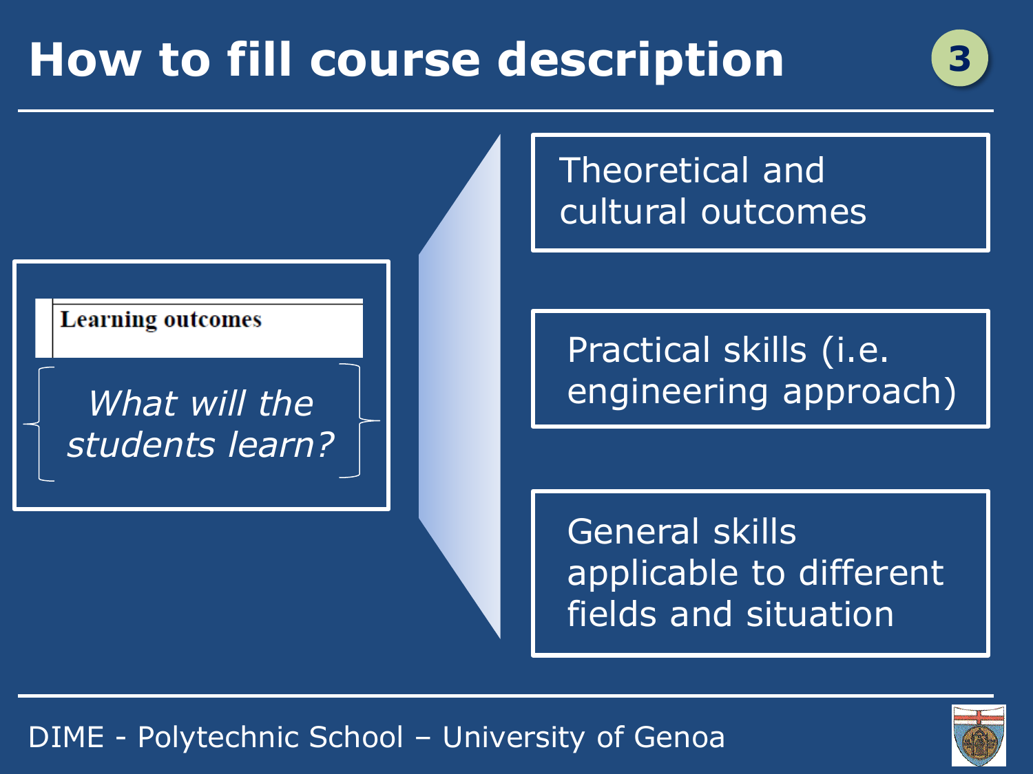# How to fill course description

3

**Learning outcomes**

*What will the students learn?*

- Theoretical and cultural outcomes
- Practical skills (i.e. engineering approach)
- General skills applicable to different fields and situation

DIME - Polytechnic School – University of Genoa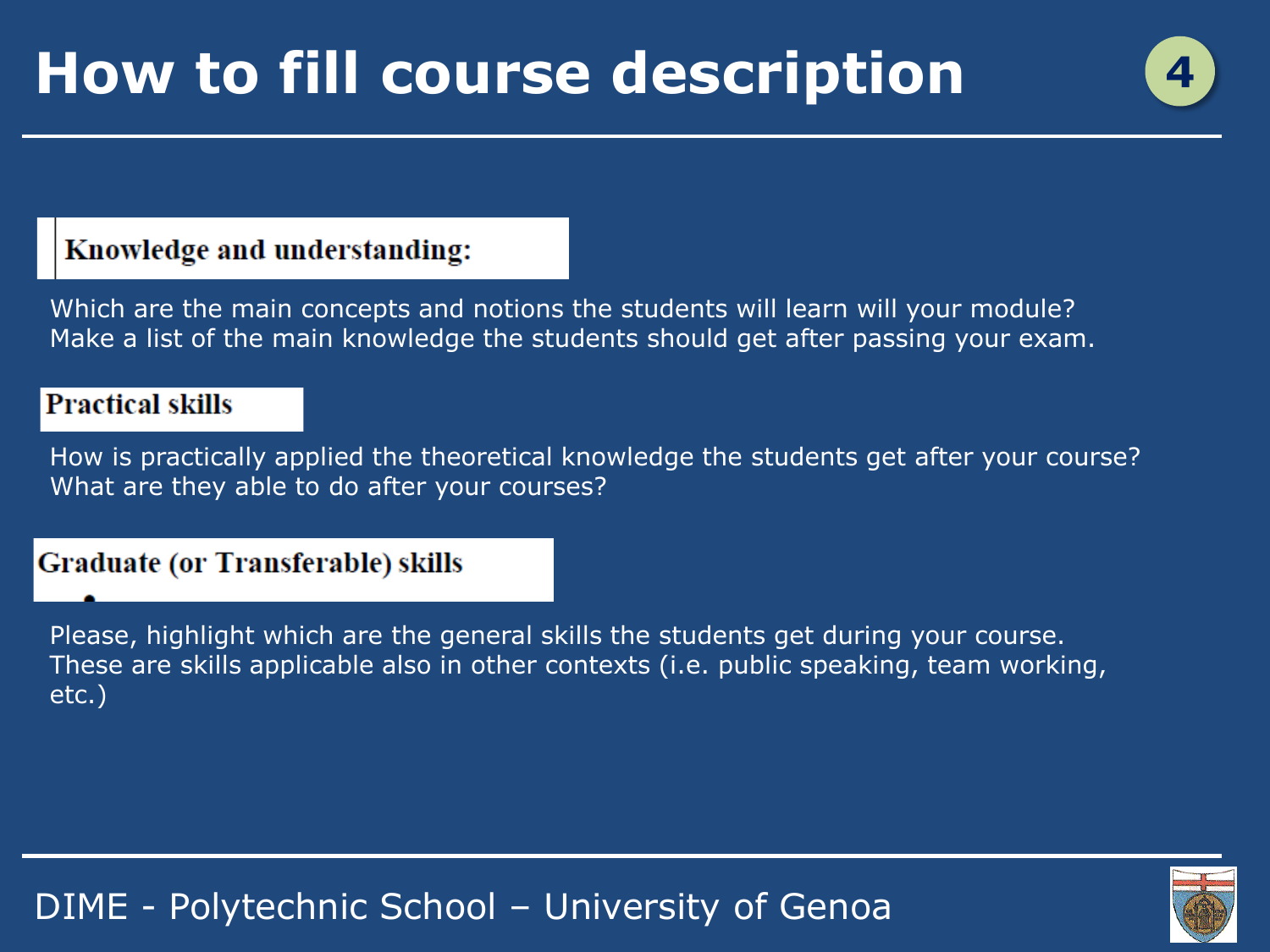# How to fill course description

4

**Knowledge and understanding:**

Which are the main concepts and notions the students will learn will your module?
Make a list of the main knowledge the students should get after passing your exam.

**Practical skills**

How is practically applied the theoretical knowledge the students get after your course?
What are they able to do after your courses?

**Graduate (or Transferable) skills**

Please, highlight which are the general skills the students get during your course.
These are skills applicable also in other contexts (i.e. public speaking, team working, etc.)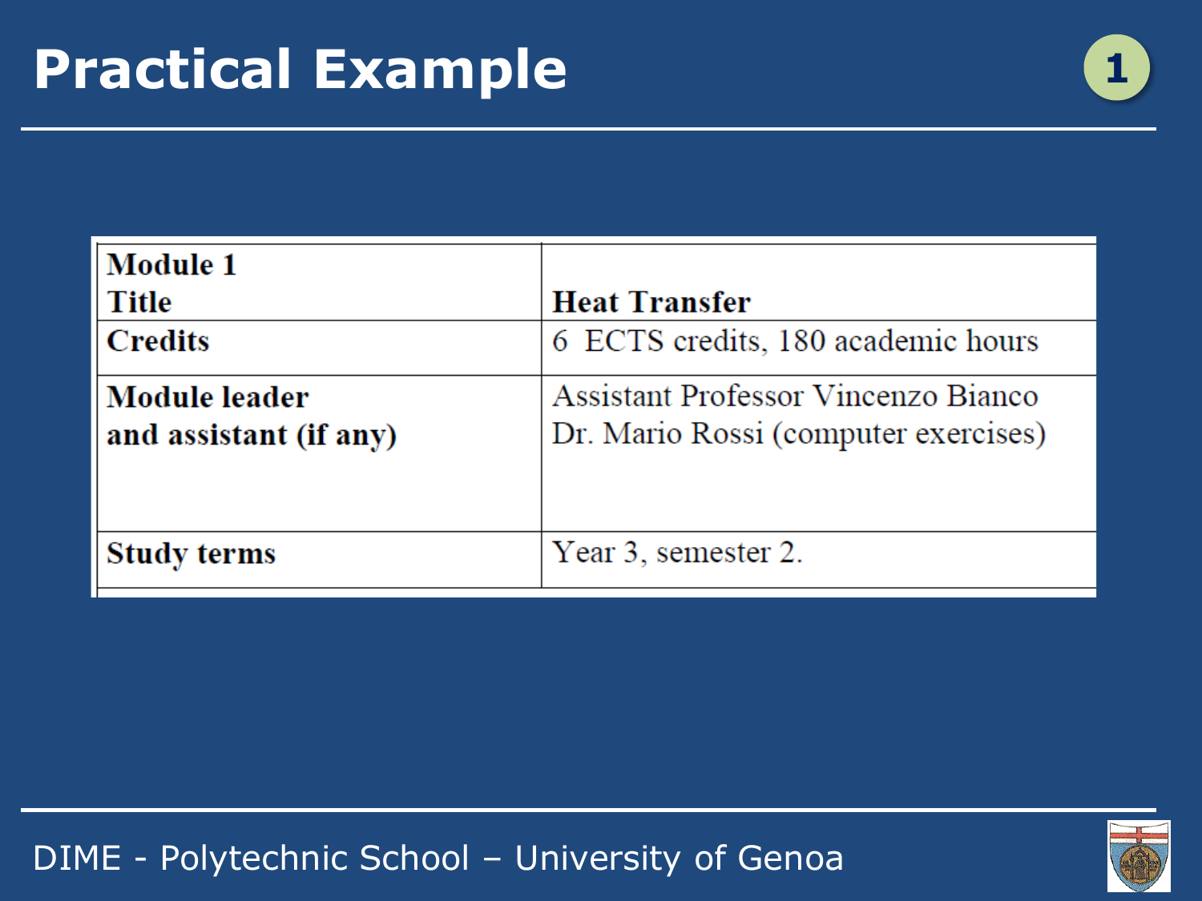# Practical Example

1

| Module 1<br>Title | Heat Transfer |
| --- | --- |
| Credits | 6 ECTS credits, 180 academic hours |
| Module leader<br>and assistant (if any) | Assistant Professor Vincenzo Bianco<br>Dr. Mario Rossi (computer exercises) |
| Study terms | Year 3, semester 2. |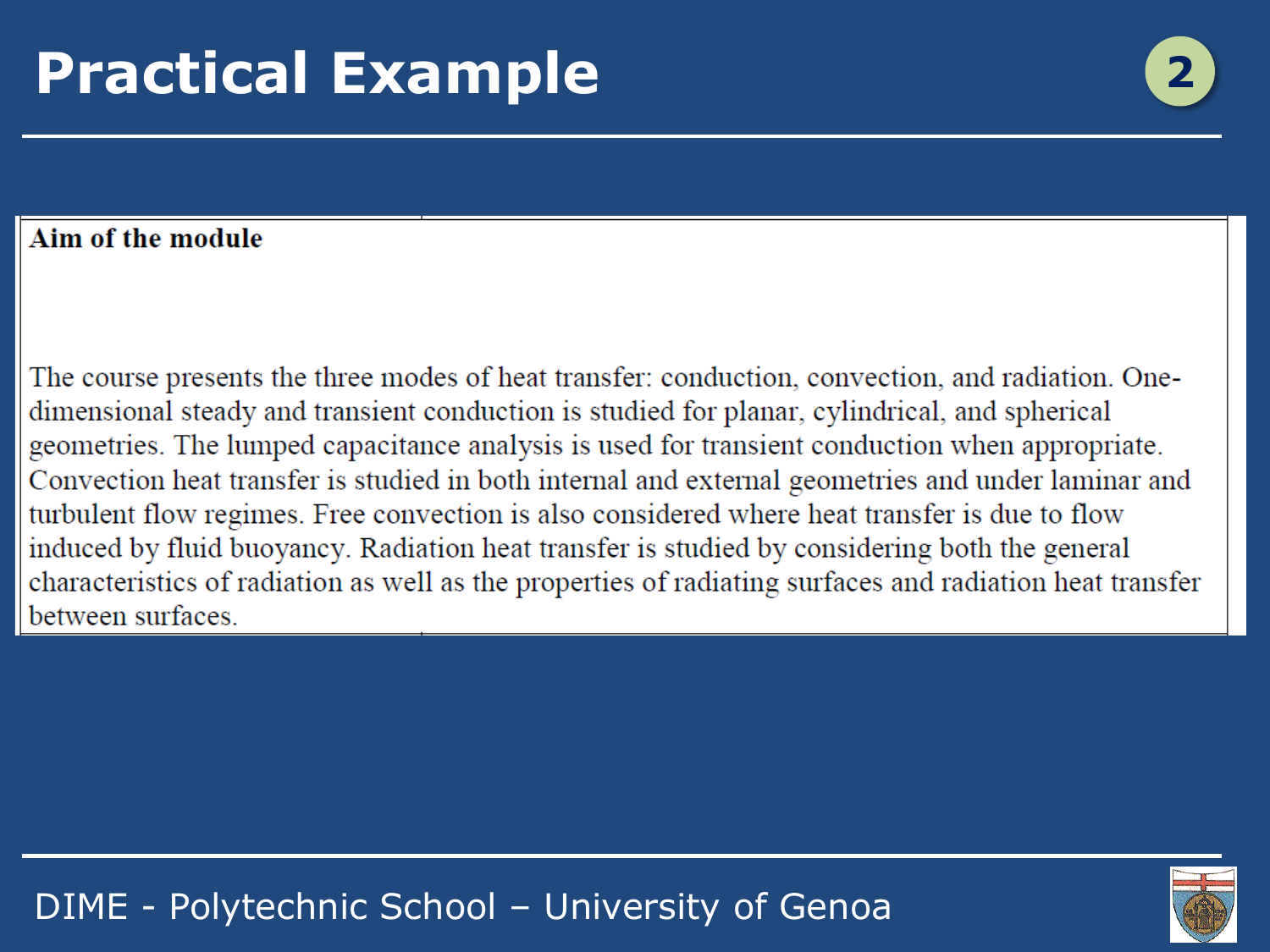# Practical Example

**Aim of the module**

The course presents the three modes of heat transfer: conduction, convection, and radiation. One-dimensional steady and transient conduction is studied for planar, cylindrical, and spherical geometries. The lumped capacitance analysis is used for transient conduction when appropriate. Convection heat transfer is studied in both internal and external geometries and under laminar and turbulent flow regimes. Free convection is also considered where heat transfer is due to flow induced by fluid buoyancy. Radiation heat transfer is studied by considering both the general characteristics of radiation as well as the properties of radiating surfaces and radiation heat transfer between surfaces.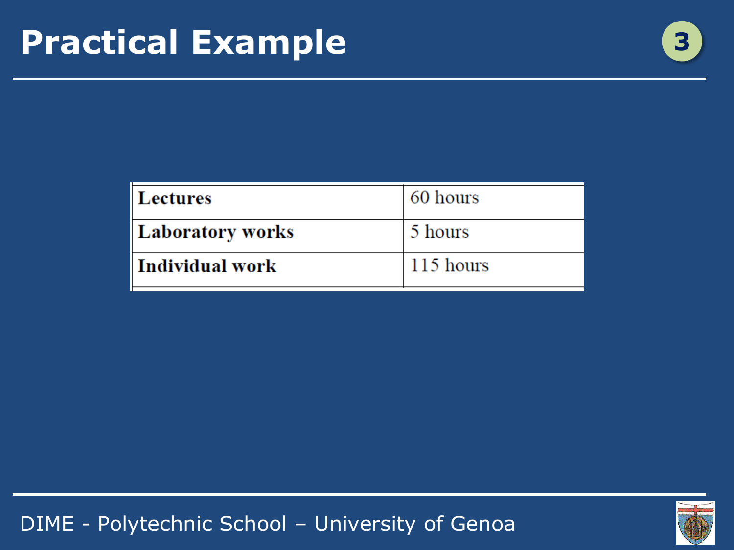# Practical Example

| Lectures | 60 hours |
|---|---|
| Laboratory works | 5 hours |
| Individual work | 115 hours |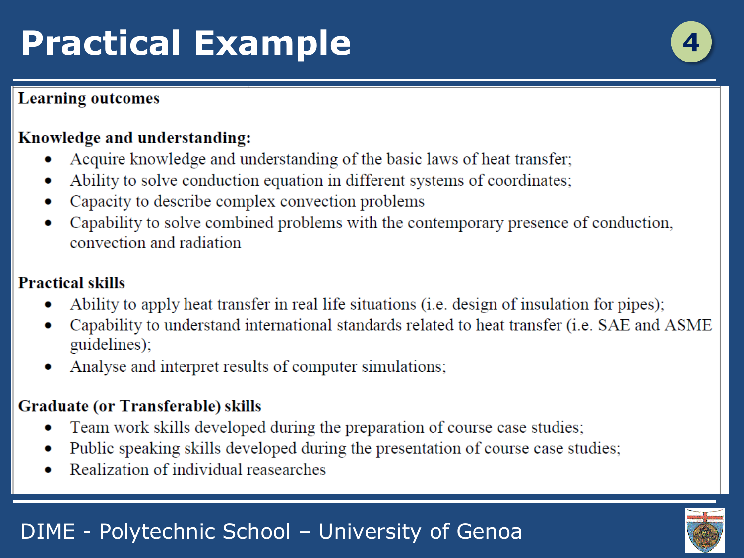# Practical Example

4

**Learning outcomes**

**Knowledge and understanding:**

- Acquire knowledge and understanding of the basic laws of heat transfer;
- Ability to solve conduction equation in different systems of coordinates;
- Capacity to describe complex convection problems
- Capability to solve combined problems with the contemporary presence of conduction, convection and radiation

**Practical skills**

- Ability to apply heat transfer in real life situations (i.e. design of insulation for pipes);
- Capability to understand international standards related to heat transfer (i.e. SAE and ASME guidelines);
- Analyse and interpret results of computer simulations;

**Graduate (or Transferable) skills**

- Team work skills developed during the preparation of course case studies;
- Public speaking skills developed during the presentation of course case studies;
- Realization of individual reasearches

DIME - Polytechnic School – University of Genoa